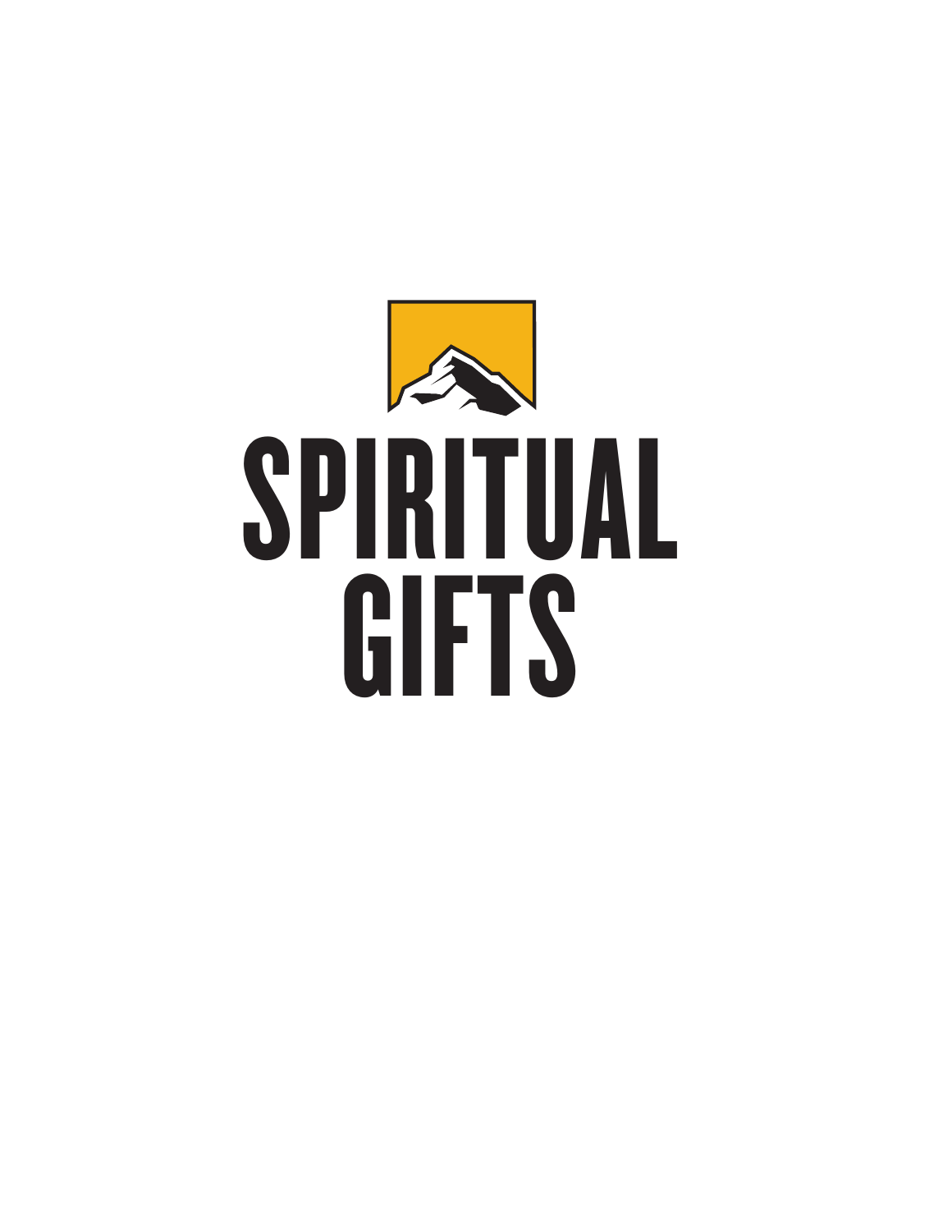# SPIRITUAL GIFTS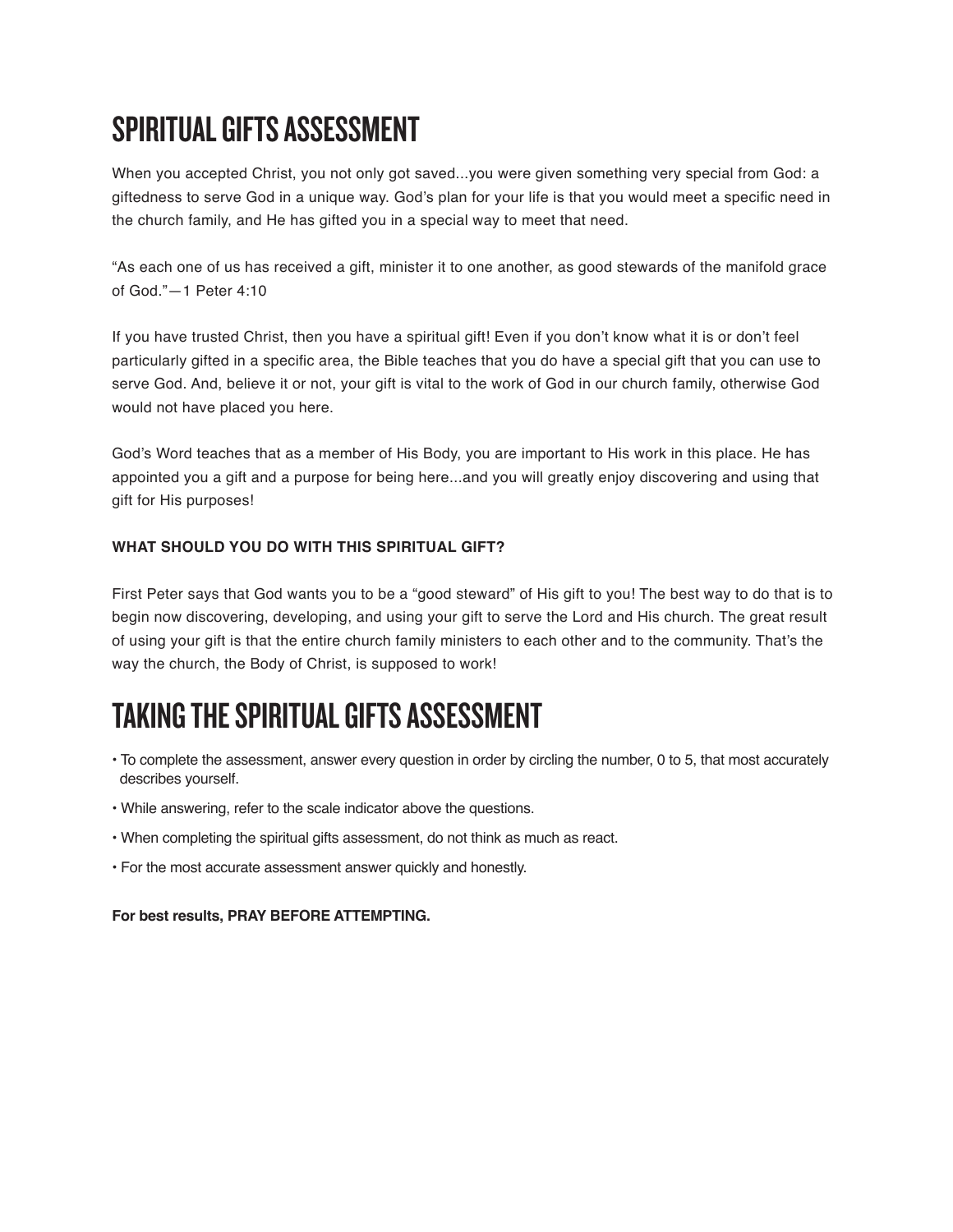# SPIRITUAL GIFTS ASSESSMENT

When you accepted Christ, you not only got saved...you were given something very special from God: a giftedness to serve God in a unique way. God's plan for your life is that you would meet a specific need in the church family, and He has gifted you in a special way to meet that need.

"As each one of us has received a gift, minister it to one another, as good stewards of the manifold grace of God."—1 Peter 4:10

If you have trusted Christ, then you have a spiritual gift! Even if you don't know what it is or don't feel particularly gifted in a specific area, the Bible teaches that you do have a special gift that you can use to serve God. And, believe it or not, your gift is vital to the work of God in our church family, otherwise God would not have placed you here.

God's Word teaches that as a member of His Body, you are important to His work in this place. He has appointed you a gift and a purpose for being here...and you will greatly enjoy discovering and using that gift for His purposes!

### WHAT SHOULD YOU DO WITH THIS SPIRITUAL GIFT?

First Peter says that God wants you to be a "good steward" of His gift to you! The best way to do that is to begin now discovering, developing, and using your gift to serve the Lord and His church. The great result of using your gift is that the entire church family ministers to each other and to the community. That's the way the church, the Body of Christ, is supposed to work!

# TAKING THE SPIRITUAL GIFTS ASSESSMENT

- To complete the assessment, answer every question in order by circling the number, 0 to 5, that most accurately describes yourself.
- While answering, refer to the scale indicator above the questions.
- When completing the spiritual gifts assessment, do not think as much as react.
- For the most accurate assessment answer quickly and honestly.

**For best results, PRAY BEFORE ATTEMPTING.**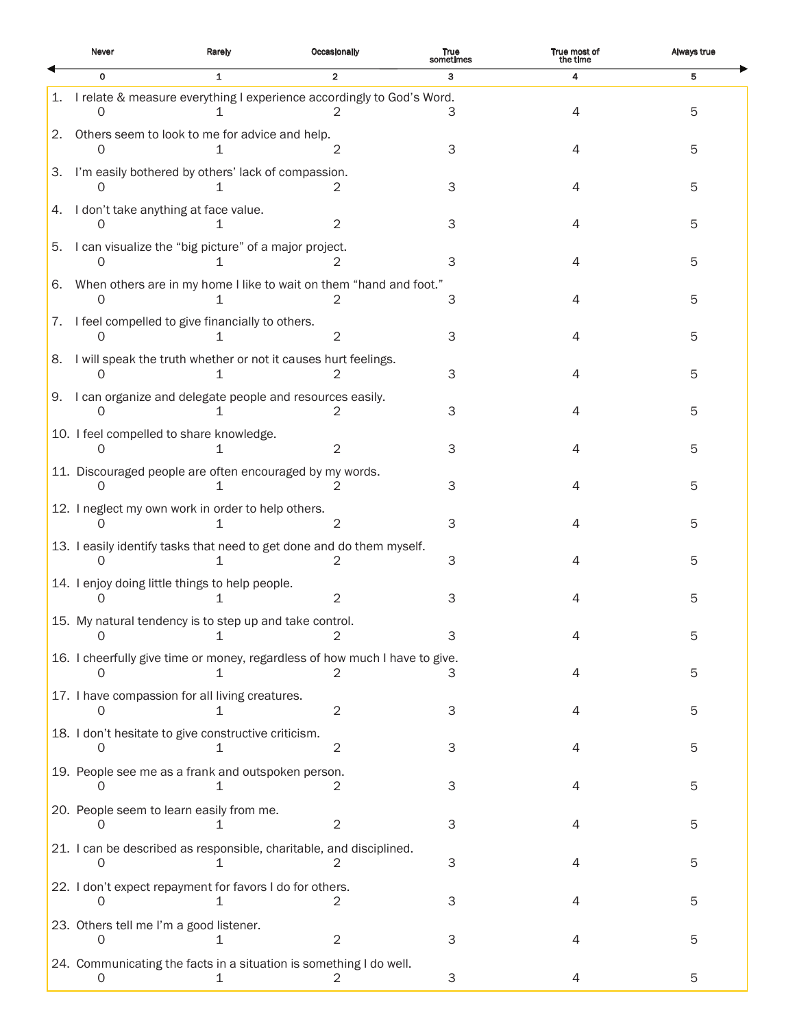| Never | Rarely | Occasionally | True sometimes | True most of the time | Always true |
|---|---|---|---|---|---|
| 0 | 1 | 2 | 3 | 4 | 5 |

1. I relate & measure everything I experience accordingly to God's Word.
   0 1 2 3 4 5
2. Others seem to look to me for advice and help.
   0 1 2 3 4 5
3. I'm easily bothered by others' lack of compassion.
   0 1 2 3 4 5
4. I don't take anything at face value.
   0 1 2 3 4 5
5. I can visualize the "big picture" of a major project.
   0 1 2 3 4 5
6. When others are in my home I like to wait on them "hand and foot."
   0 1 2 3 4 5
7. I feel compelled to give financially to others.
   0 1 2 3 4 5
8. I will speak the truth whether or not it causes hurt feelings.
   0 1 2 3 4 5
9. I can organize and delegate people and resources easily.
   0 1 2 3 4 5
10. I feel compelled to share knowledge.
    0 1 2 3 4 5
11. Discouraged people are often encouraged by my words.
    0 1 2 3 4 5
12. I neglect my own work in order to help others.
    0 1 2 3 4 5
13. I easily identify tasks that need to get done and do them myself.
    0 1 2 3 4 5
14. I enjoy doing little things to help people.
    0 1 2 3 4 5
15. My natural tendency is to step up and take control.
    0 1 2 3 4 5
16. I cheerfully give time or money, regardless of how much I have to give.
    0 1 2 3 4 5
17. I have compassion for all living creatures.
    0 1 2 3 4 5
18. I don't hesitate to give constructive criticism.
    0 1 2 3 4 5
19. People see me as a frank and outspoken person.
    0 1 2 3 4 5
20. People seem to learn easily from me.
    0 1 2 3 4 5
21. I can be described as responsible, charitable, and disciplined.
    0 1 2 3 4 5
22. I don't expect repayment for favors I do for others.
    0 1 2 3 4 5
23. Others tell me I'm a good listener.
    0 1 2 3 4 5
24. Communicating the facts in a situation is something I do well.
    0 1 2 3 4 5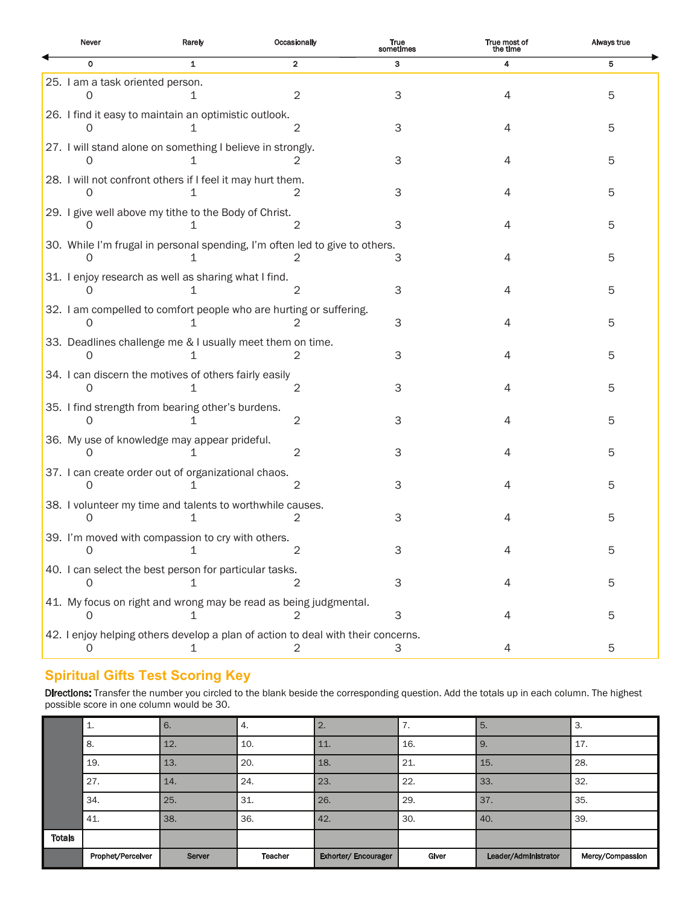| Never | Rarely | Occasionally | True sometimes | True most of the time | Always true |
|---|---|---|---|---|---|
| 0 | 1 | 2 | 3 | 4 | 5 |

25. I am a task oriented person.
0 1 2 3 4 5

26. I find it easy to maintain an optimistic outlook.
0 1 2 3 4 5

27. I will stand alone on something I believe in strongly.
0 1 2 3 4 5

28. I will not confront others if I feel it may hurt them.
0 1 2 3 4 5

29. I give well above my tithe to the Body of Christ.
0 1 2 3 4 5

30. While I'm frugal in personal spending, I'm often led to give to others.
0 1 2 3 4 5

31. I enjoy research as well as sharing what I find.
0 1 2 3 4 5

32. I am compelled to comfort people who are hurting or suffering.
0 1 2 3 4 5

33. Deadlines challenge me & I usually meet them on time.
0 1 2 3 4 5

34. I can discern the motives of others fairly easily
0 1 2 3 4 5

35. I find strength from bearing other's burdens.
0 1 2 3 4 5

36. My use of knowledge may appear prideful.
0 1 2 3 4 5

37. I can create order out of organizational chaos.
0 1 2 3 4 5

38. I volunteer my time and talents to worthwhile causes.
0 1 2 3 4 5

39. I'm moved with compassion to cry with others.
0 1 2 3 4 5

40. I can select the best person for particular tasks.
0 1 2 3 4 5

41. My focus on right and wrong may be read as being judgmental.
0 1 2 3 4 5

42. I enjoy helping others develop a plan of action to deal with their concerns.
0 1 2 3 4 5

## Spiritual Gifts Test Scoring Key

**Directions:** Transfer the number you circled to the blank beside the corresponding question. Add the totals up in each column. The highest possible score in one column would be 30.

| | | | | | | | |
|---|---|---|---|---|---|---|---|
| | 1. | 6. | 4. | 2. | 7. | 5. | 3. |
| | 8. | 12. | 10. | 11. | 16. | 9. | 17. |
| | 19. | 13. | 20. | 18. | 21. | 15. | 28. |
| | 27. | 14. | 24. | 23. | 22. | 33. | 32. |
| | 34. | 25. | 31. | 26. | 29. | 37. | 35. |
| | 41. | 38. | 36. | 42. | 30. | 40. | 39. |
| Totals | | | | | | | |
| | Prophet/Perceiver | Server | Teacher | Exhorter/ Encourager | Giver | Leader/Administrator | Mercy/Compassion |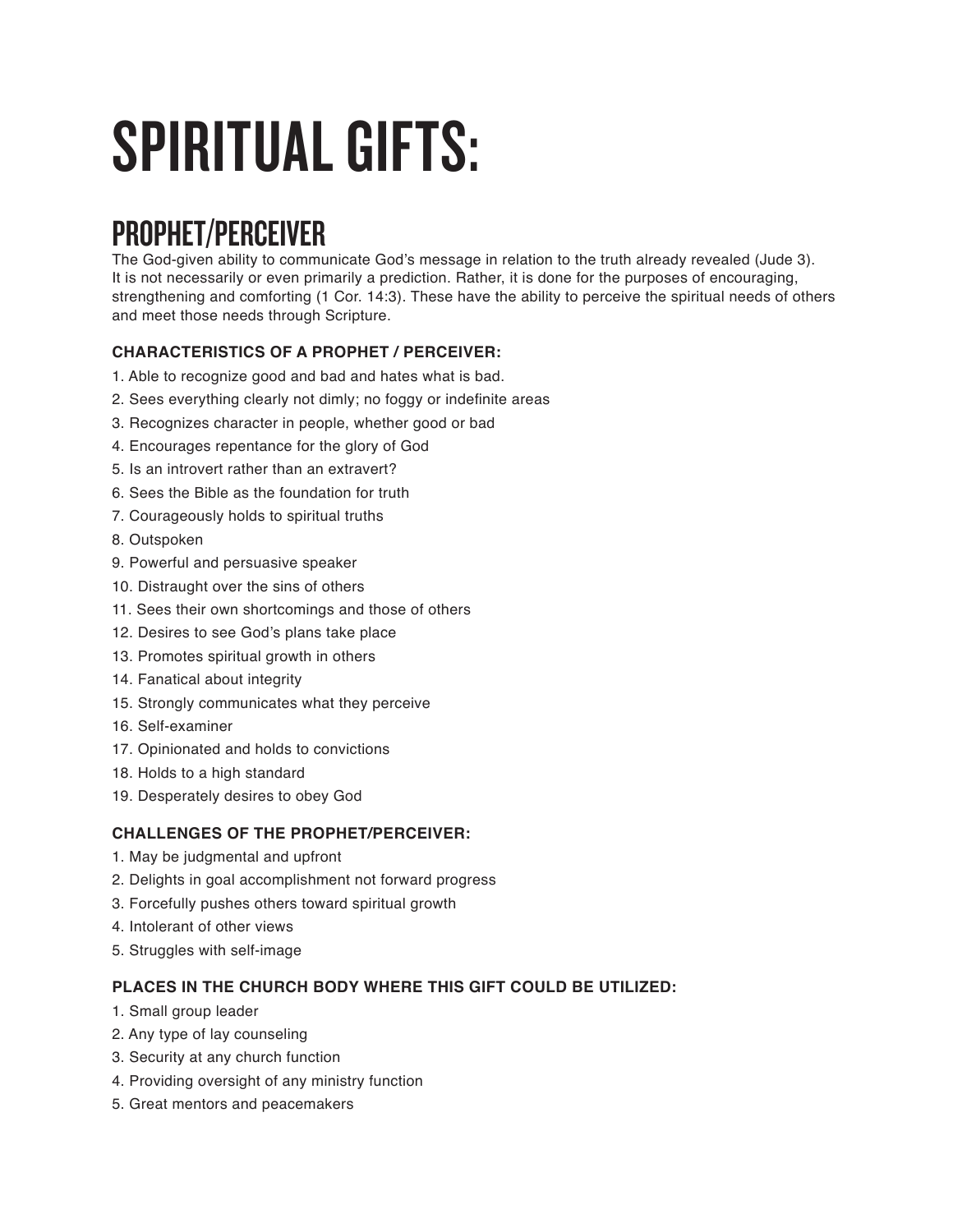# SPIRITUAL GIFTS:

## PROPHET/PERCEIVER

The God-given ability to communicate God's message in relation to the truth already revealed (Jude 3). It is not necessarily or even primarily a prediction. Rather, it is done for the purposes of encouraging, strengthening and comforting (1 Cor. 14:3). These have the ability to perceive the spiritual needs of others and meet those needs through Scripture.

### CHARACTERISTICS OF A PROPHET / PERCEIVER:

1. Able to recognize good and bad and hates what is bad.
2. Sees everything clearly not dimly; no foggy or indefinite areas
3. Recognizes character in people, whether good or bad
4. Encourages repentance for the glory of God
5. Is an introvert rather than an extravert?
6. Sees the Bible as the foundation for truth
7. Courageously holds to spiritual truths
8. Outspoken
9. Powerful and persuasive speaker
10. Distraught over the sins of others
11. Sees their own shortcomings and those of others
12. Desires to see God's plans take place
13. Promotes spiritual growth in others
14. Fanatical about integrity
15. Strongly communicates what they perceive
16. Self-examiner
17. Opinionated and holds to convictions
18. Holds to a high standard
19. Desperately desires to obey God

### CHALLENGES OF THE PROPHET/PERCEIVER:

1. May be judgmental and upfront
2. Delights in goal accomplishment not forward progress
3. Forcefully pushes others toward spiritual growth
4. Intolerant of other views
5. Struggles with self-image

### PLACES IN THE CHURCH BODY WHERE THIS GIFT COULD BE UTILIZED:

1. Small group leader
2. Any type of lay counseling
3. Security at any church function
4. Providing oversight of any ministry function
5. Great mentors and peacemakers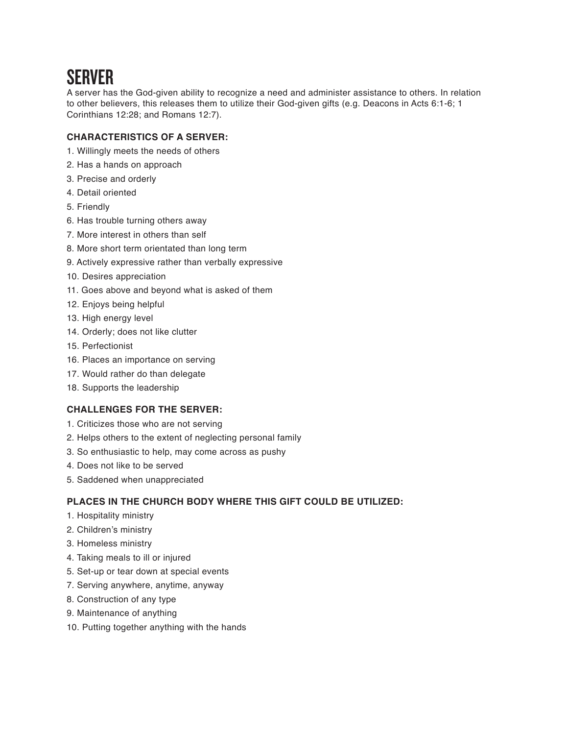# SERVER

A server has the God-given ability to recognize a need and administer assistance to others. In relation to other believers, this releases them to utilize their God-given gifts (e.g. Deacons in Acts 6:1-6; 1 Corinthians 12:28; and Romans 12:7).

### CHARACTERISTICS OF A SERVER:

1. Willingly meets the needs of others
2. Has a hands on approach
3. Precise and orderly
4. Detail oriented
5. Friendly
6. Has trouble turning others away
7. More interest in others than self
8. More short term orientated than long term
9. Actively expressive rather than verbally expressive
10. Desires appreciation
11. Goes above and beyond what is asked of them
12. Enjoys being helpful
13. High energy level
14. Orderly; does not like clutter
15. Perfectionist
16. Places an importance on serving
17. Would rather do than delegate
18. Supports the leadership

### CHALLENGES FOR THE SERVER:

1. Criticizes those who are not serving
2. Helps others to the extent of neglecting personal family
3. So enthusiastic to help, may come across as pushy
4. Does not like to be served
5. Saddened when unappreciated

### PLACES IN THE CHURCH BODY WHERE THIS GIFT COULD BE UTILIZED:

1. Hospitality ministry
2. Children's ministry
3. Homeless ministry
4. Taking meals to ill or injured
5. Set-up or tear down at special events

7. Serving anywhere, anytime, anyway
8. Construction of any type
9. Maintenance of anything
10. Putting together anything with the hands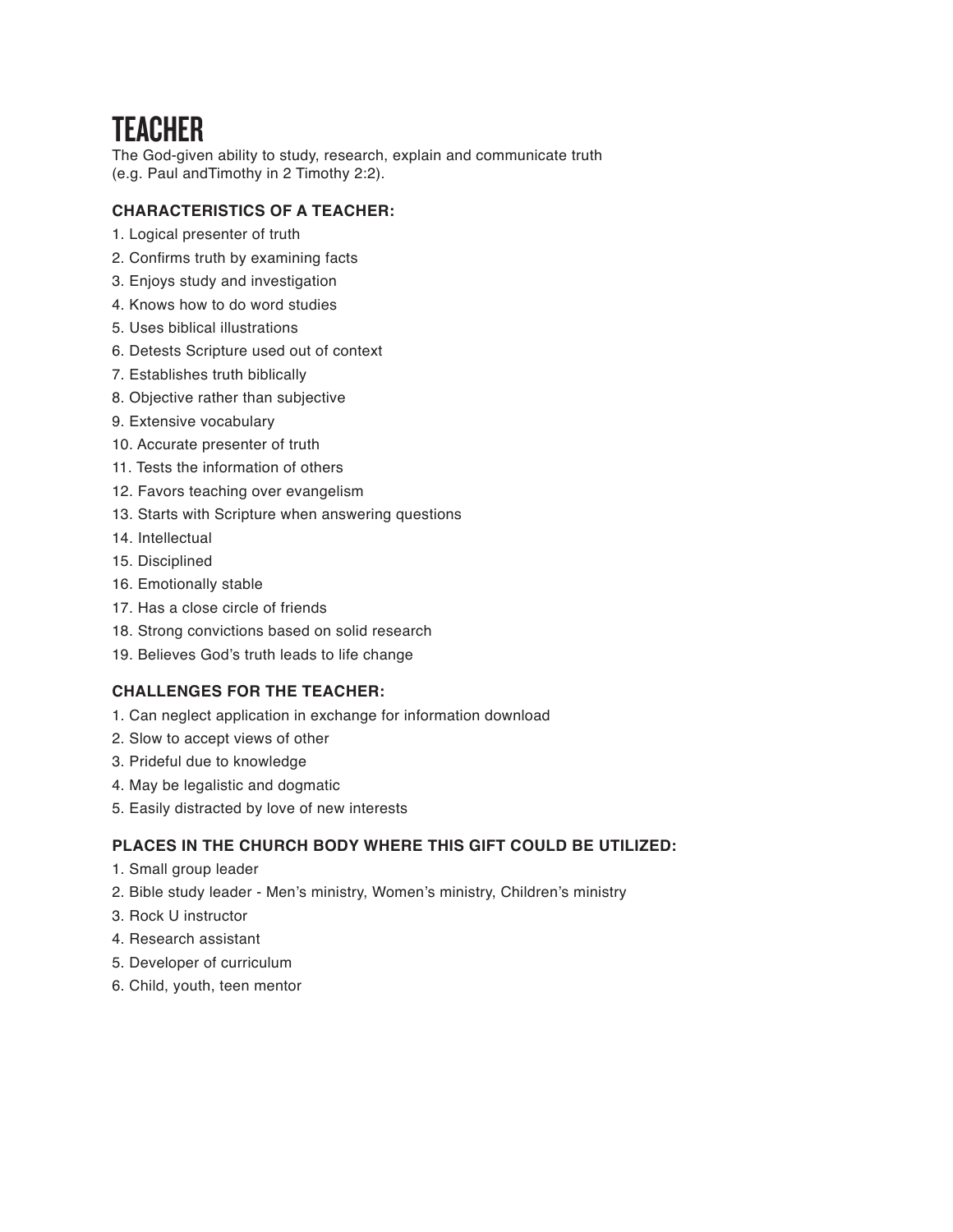# TEACHER

The God-given ability to study, research, explain and communicate truth (e.g. Paul andTimothy in 2 Timothy 2:2).

### CHARACTERISTICS OF A TEACHER:

1. Logical presenter of truth
2. Confirms truth by examining facts
3. Enjoys study and investigation
4. Knows how to do word studies
5. Uses biblical illustrations
6. Detests Scripture used out of context
7. Establishes truth biblically
8. Objective rather than subjective
9. Extensive vocabulary
10. Accurate presenter of truth
11. Tests the information of others
12. Favors teaching over evangelism
13. Starts with Scripture when answering questions
14. Intellectual
15. Disciplined
16. Emotionally stable
17. Has a close circle of friends
18. Strong convictions based on solid research
19. Believes God's truth leads to life change

### CHALLENGES FOR THE TEACHER:

1. Can neglect application in exchange for information download
2. Slow to accept views of other
3. Prideful due to knowledge
4. May be legalistic and dogmatic
5. Easily distracted by love of new interests

### PLACES IN THE CHURCH BODY WHERE THIS GIFT COULD BE UTILIZED:

1. Small group leader
2. Bible study leader - Men's ministry, Women's ministry, Children's ministry
3. Rock U instructor
4. Research assistant
5. Developer of curriculum
6. Child, youth, teen mentor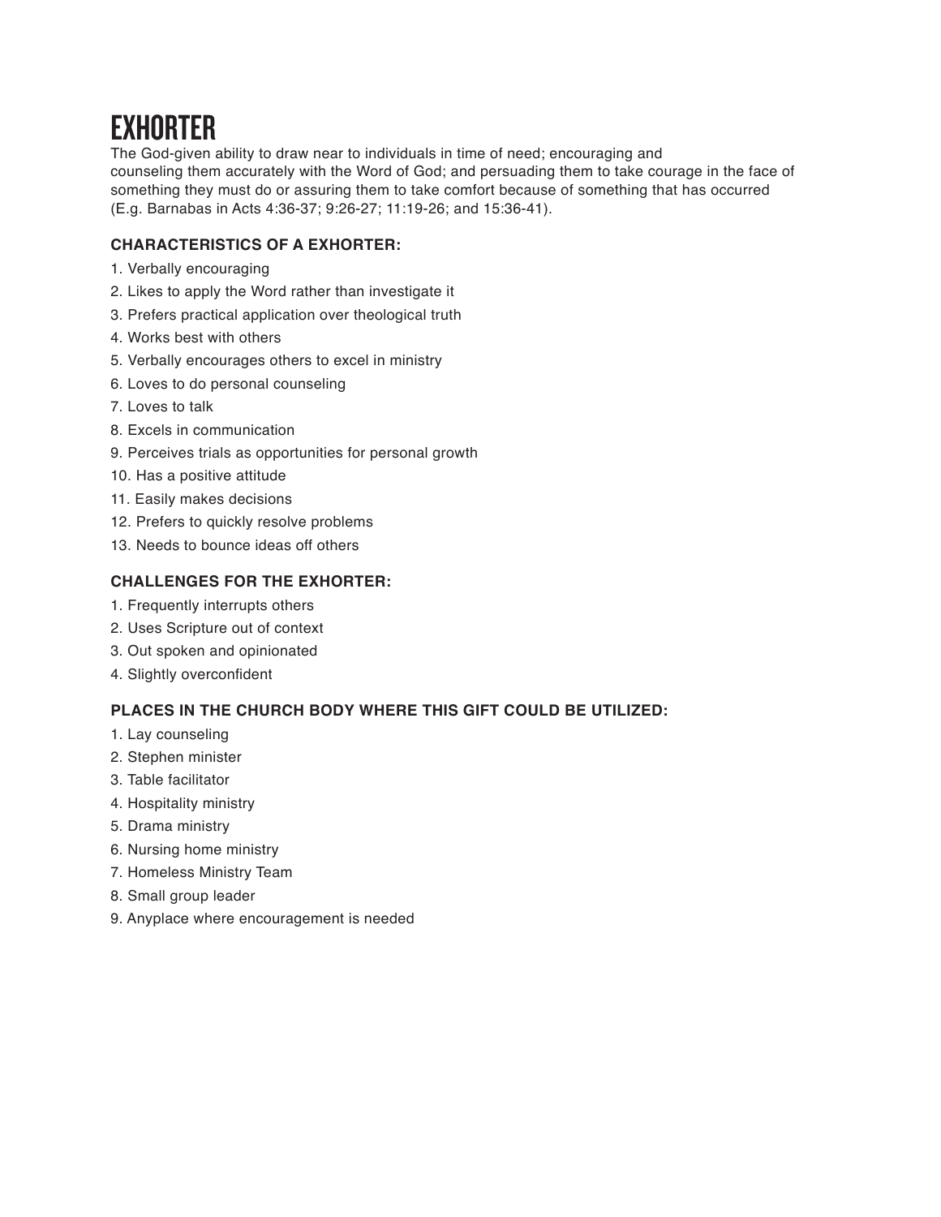# EXHORTER

The God-given ability to draw near to individuals in time of need; encouraging and counseling them accurately with the Word of God; and persuading them to take courage in the face of something they must do or assuring them to take comfort because of something that has occurred (E.g. Barnabas in Acts 4:36-37; 9:26-27; 11:19-26; and 15:36-41).

### CHARACTERISTICS OF A EXHORTER:

1. Verbally encouraging
2. Likes to apply the Word rather than investigate it
3. Prefers practical application over theological truth
4. Works best with others
5. Verbally encourages others to excel in ministry
6. Loves to do personal counseling
7. Loves to talk
8. Excels in communication
9. Perceives trials as opportunities for personal growth
10. Has a positive attitude
11. Easily makes decisions
12. Prefers to quickly resolve problems
13. Needs to bounce ideas off others

### CHALLENGES FOR THE EXHORTER:

1. Frequently interrupts others
2. Uses Scripture out of context
3. Out spoken and opinionated
4. Slightly overconfident

### PLACES IN THE CHURCH BODY WHERE THIS GIFT COULD BE UTILIZED:

1. Lay counseling
2. Stephen minister
3. Table facilitator
4. Hospitality ministry
5. Drama ministry
6. Nursing home ministry
7. Homeless Ministry Team
8. Small group leader
9. Anyplace where encouragement is needed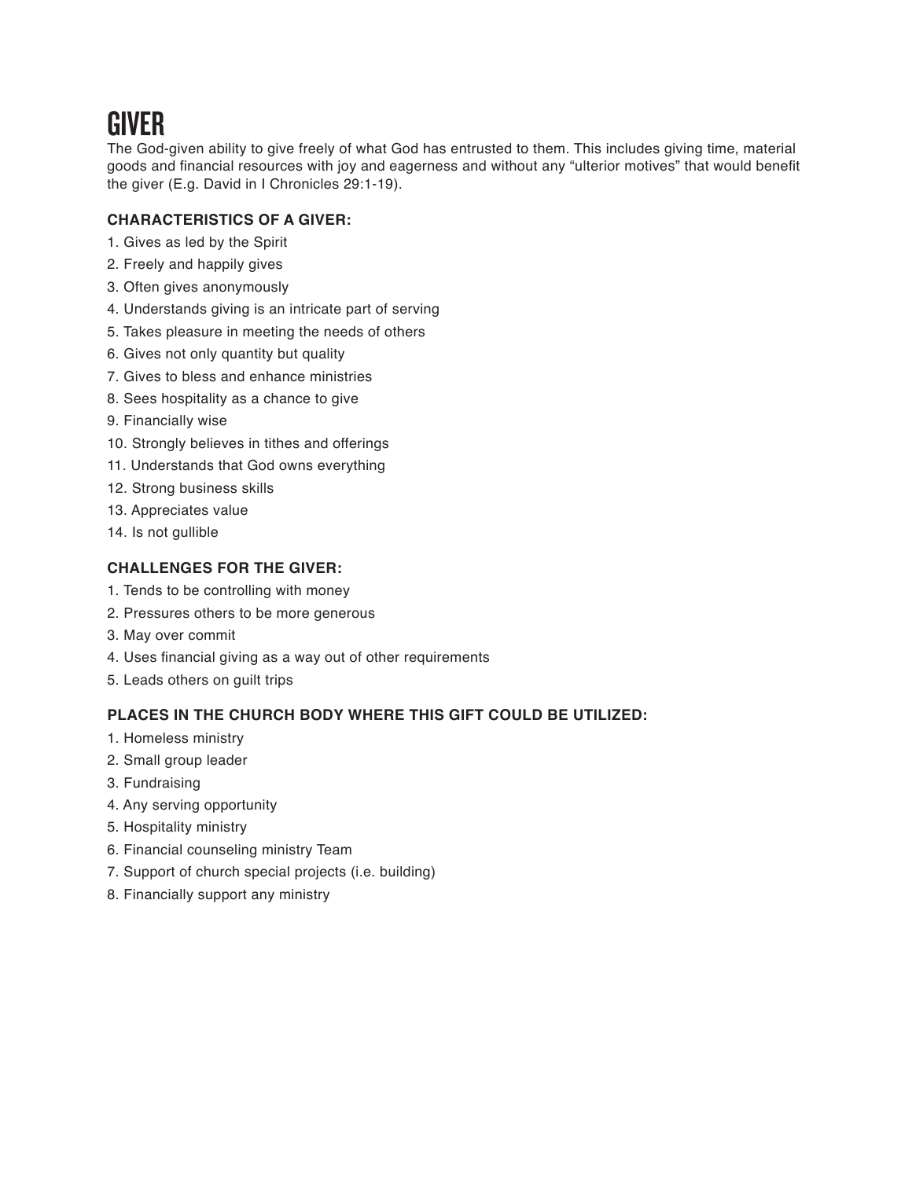# GIVER

The God-given ability to give freely of what God has entrusted to them. This includes giving time, material goods and financial resources with joy and eagerness and without any "ulterior motives" that would benefit the giver (E.g. David in I Chronicles 29:1-19).

### CHARACTERISTICS OF A GIVER:

1. Gives as led by the Spirit
2. Freely and happily gives
3. Often gives anonymously
4. Understands giving is an intricate part of serving
5. Takes pleasure in meeting the needs of others
6. Gives not only quantity but quality
7. Gives to bless and enhance ministries
8. Sees hospitality as a chance to give
9. Financially wise
10. Strongly believes in tithes and offerings
11. Understands that God owns everything
12. Strong business skills
13. Appreciates value
14. Is not gullible

### CHALLENGES FOR THE GIVER:

1. Tends to be controlling with money
2. Pressures others to be more generous
3. May over commit
4. Uses financial giving as a way out of other requirements
5. Leads others on guilt trips

### PLACES IN THE CHURCH BODY WHERE THIS GIFT COULD BE UTILIZED:

1. Homeless ministry
2. Small group leader
3. Fundraising
4. Any serving opportunity
5. Hospitality ministry
6. Financial counseling ministry Team
7. Support of church special projects (i.e. building)
8. Financially support any ministry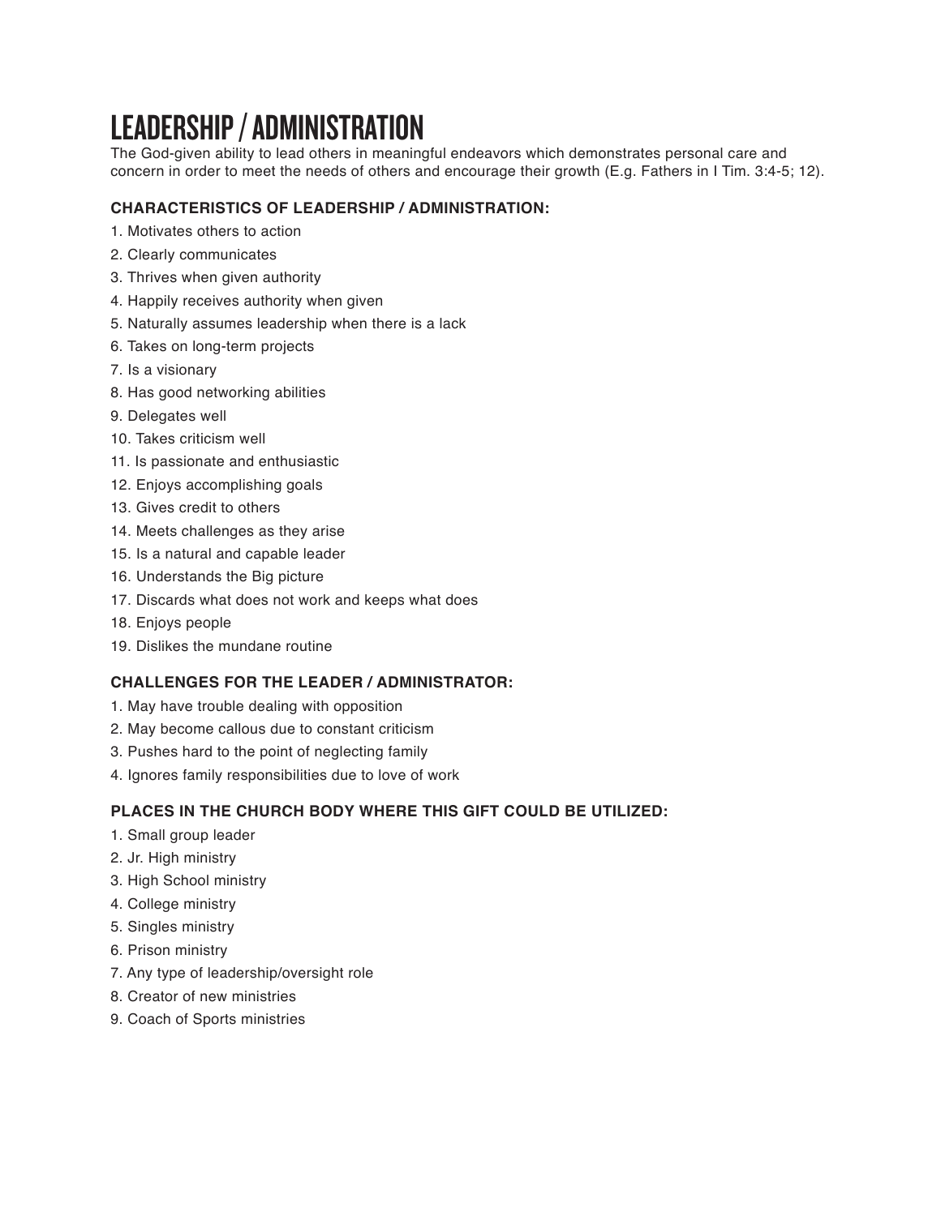# LEADERSHIP / ADMINISTRATION

The God-given ability to lead others in meaningful endeavors which demonstrates personal care and concern in order to meet the needs of others and encourage their growth (E.g. Fathers in I Tim. 3:4-5; 12).

### CHARACTERISTICS OF LEADERSHIP / ADMINISTRATION:

1. Motivates others to action
2. Clearly communicates
3. Thrives when given authority
4. Happily receives authority when given
5. Naturally assumes leadership when there is a lack
6. Takes on long-term projects
7. Is a visionary
8. Has good networking abilities
9. Delegates well
10. Takes criticism well
11. Is passionate and enthusiastic
12. Enjoys accomplishing goals
13. Gives credit to others
14. Meets challenges as they arise
15. Is a natural and capable leader
16. Understands the Big picture
17. Discards what does not work and keeps what does
18. Enjoys people
19. Dislikes the mundane routine

### CHALLENGES FOR THE LEADER / ADMINISTRATOR:

1. May have trouble dealing with opposition
2. May become callous due to constant criticism
3. Pushes hard to the point of neglecting family
4. Ignores family responsibilities due to love of work

### PLACES IN THE CHURCH BODY WHERE THIS GIFT COULD BE UTILIZED:

1. Small group leader
2. Jr. High ministry
3. High School ministry
4. College ministry
5. Singles ministry
6. Prison ministry
7. Any type of leadership/oversight role
8. Creator of new ministries
9. Coach of Sports ministries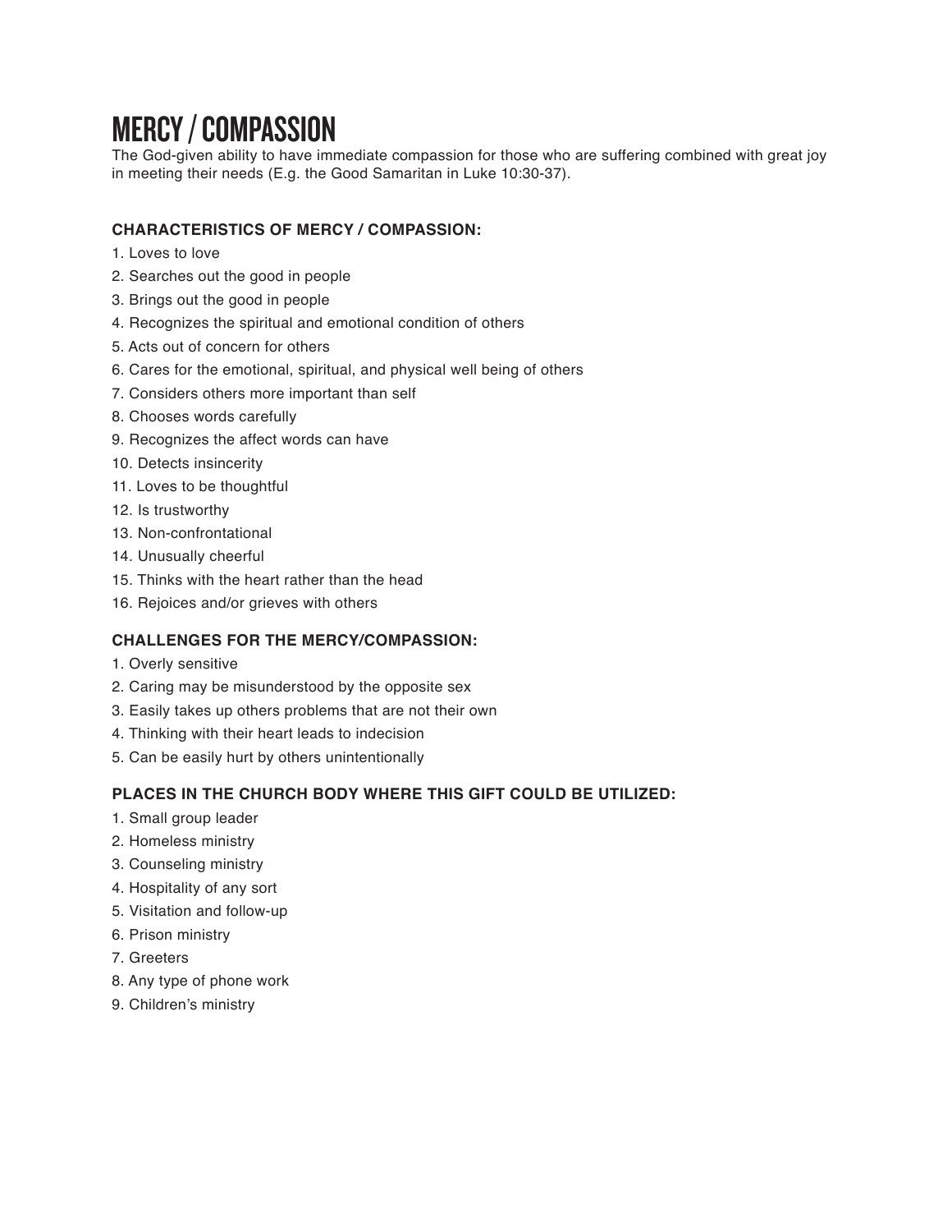# MERCY / COMPASSION

The God-given ability to have immediate compassion for those who are suffering combined with great joy in meeting their needs (E.g. the Good Samaritan in Luke 10:30-37).

### CHARACTERISTICS OF MERCY / COMPASSION:

1. Loves to love
2. Searches out the good in people
3. Brings out the good in people
4. Recognizes the spiritual and emotional condition of others
5. Acts out of concern for others
6. Cares for the emotional, spiritual, and physical well being of others
7. Considers others more important than self
8. Chooses words carefully
9. Recognizes the affect words can have
10. Detects insincerity
11. Loves to be thoughtful
12. Is trustworthy
13. Non-confrontational
14. Unusually cheerful
15. Thinks with the heart rather than the head
16. Rejoices and/or grieves with others

### CHALLENGES FOR THE MERCY/COMPASSION:

1. Overly sensitive
2. Caring may be misunderstood by the opposite sex
3. Easily takes up others problems that are not their own
4. Thinking with their heart leads to indecision
5. Can be easily hurt by others unintentionally

### PLACES IN THE CHURCH BODY WHERE THIS GIFT COULD BE UTILIZED:

1. Small group leader
2. Homeless ministry
3. Counseling ministry
4. Hospitality of any sort
5. Visitation and follow-up
6. Prison ministry
7. Greeters
8. Any type of phone work
9. Children's ministry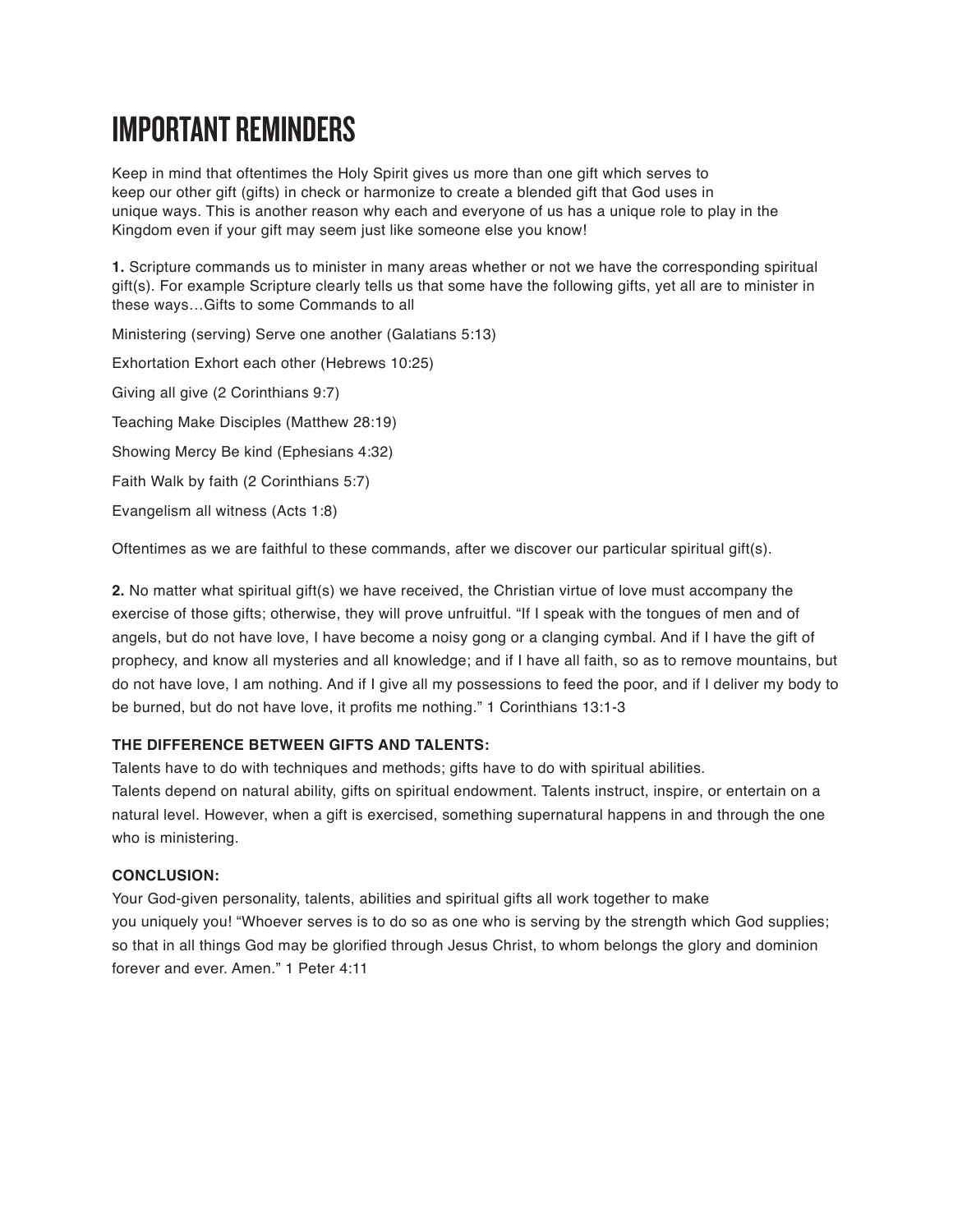# IMPORTANT REMINDERS

Keep in mind that oftentimes the Holy Spirit gives us more than one gift which serves to keep our other gift (gifts) in check or harmonize to create a blended gift that God uses in unique ways. This is another reason why each and everyone of us has a unique role to play in the Kingdom even if your gift may seem just like someone else you know!

**1.** Scripture commands us to minister in many areas whether or not we have the corresponding spiritual gift(s). For example Scripture clearly tells us that some have the following gifts, yet all are to minister in these ways…Gifts to some Commands to all

Ministering (serving) Serve one another (Galatians 5:13)

Exhortation Exhort each other (Hebrews 10:25)

Giving all give (2 Corinthians 9:7)

Teaching Make Disciples (Matthew 28:19)

Showing Mercy Be kind (Ephesians 4:32)

Faith Walk by faith (2 Corinthians 5:7)

Evangelism all witness (Acts 1:8)

Oftentimes as we are faithful to these commands, after we discover our particular spiritual gift(s).

**2.** No matter what spiritual gift(s) we have received, the Christian virtue of love must accompany the exercise of those gifts; otherwise, they will prove unfruitful. "If I speak with the tongues of men and of angels, but do not have love, I have become a noisy gong or a clanging cymbal. And if I have the gift of prophecy, and know all mysteries and all knowledge; and if I have all faith, so as to remove mountains, but do not have love, I am nothing. And if I give all my possessions to feed the poor, and if I deliver my body to be burned, but do not have love, it profits me nothing." 1 Corinthians 13:1-3

**THE DIFFERENCE BETWEEN GIFTS AND TALENTS:**

Talents have to do with techniques and methods; gifts have to do with spiritual abilities.
Talents depend on natural ability, gifts on spiritual endowment. Talents instruct, inspire, or entertain on a natural level. However, when a gift is exercised, something supernatural happens in and through the one who is ministering.

**CONCLUSION:**

Your God-given personality, talents, abilities and spiritual gifts all work together to make you uniquely you! "Whoever serves is to do so as one who is serving by the strength which God supplies; so that in all things God may be glorified through Jesus Christ, to whom belongs the glory and dominion forever and ever. Amen." 1 Peter 4:11